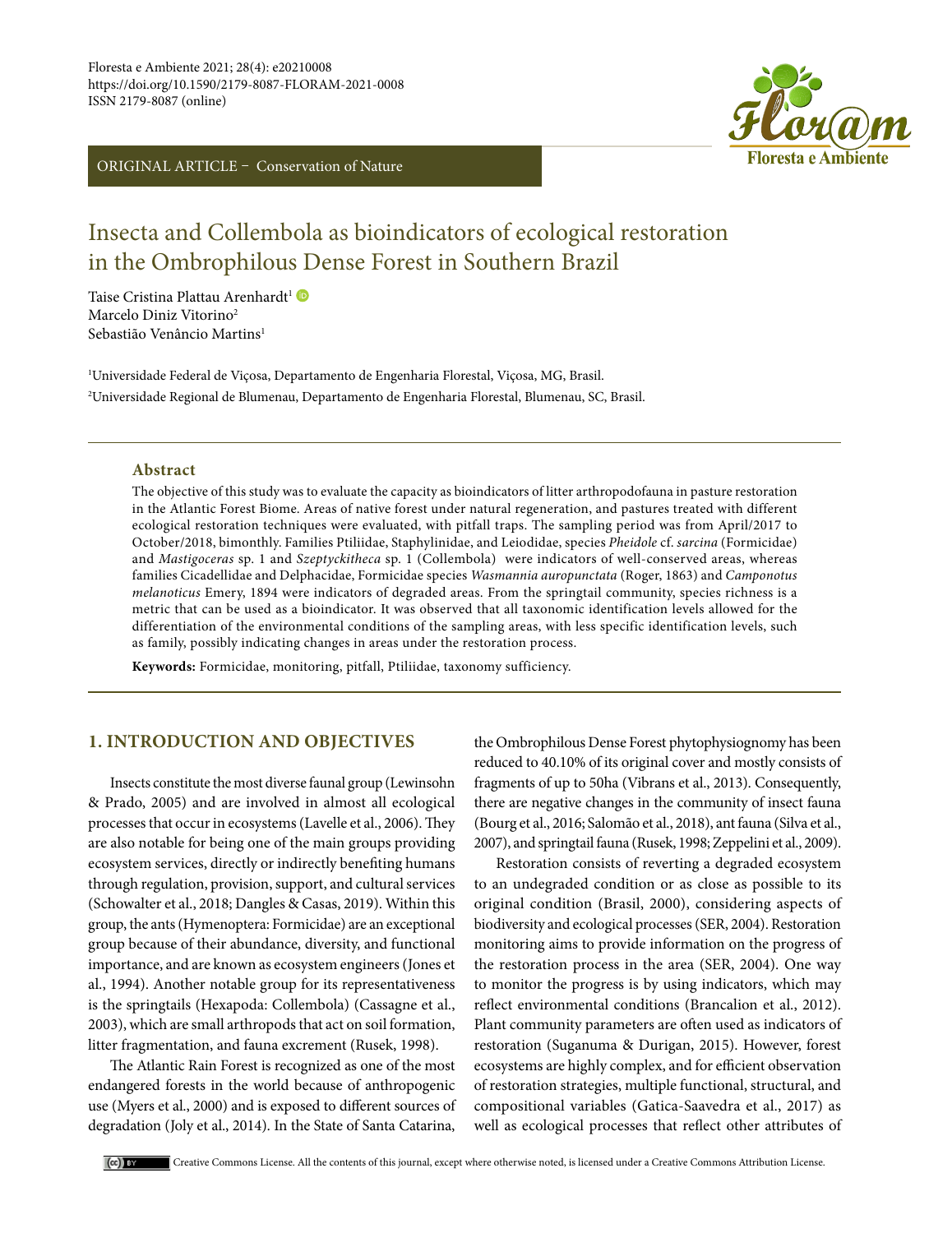ORIGINAL ARTICLE – Conservation of Nature

# Insecta and Collembola as bioindicators of ecological restoration in the Ombrophilous Dense Forest in Southern Brazil

Taise Cristina Plattau Arenhardt[1]
Marcelo Diniz Vitorino[2]
Sebastião Venâncio Martins[1]

[1]Universidade Federal de Viçosa, Departamento de Engenharia Florestal, Viçosa, MG, Brasil.
[2]Universidade Regional de Blumenau, Departamento de Engenharia Florestal, Blumenau, SC, Brasil.

## Abstract

The objective of this study was to evaluate the capacity as bioindicators of litter arthropodofauna in pasture restoration in the Atlantic Forest Biome. Areas of native forest under natural regeneration, and pastures treated with different ecological restoration techniques were evaluated, with pitfall traps. The sampling period was from April/2017 to October/2018, bimonthly. Families Ptiliidae, Staphylinidae, and Leiodidae, species *Pheidole* cf. *sarcina* (Formicidae) and *Mastigoceras* sp. 1 and *Szeptyckitheca* sp. 1 (Collembola) were indicators of well-conserved areas, whereas families Cicadellidae and Delphacidae, Formicidae species *Wasmannia auropunctata* (Roger, 1863) and *Camponotus melanoticus* Emery, 1894 were indicators of degraded areas. From the springtail community, species richness is a metric that can be used as a bioindicator. It was observed that all taxonomic identification levels allowed for the differentiation of the environmental conditions of the sampling areas, with less specific identification levels, such as family, possibly indicating changes in areas under the restoration process.

**Keywords:** Formicidae, monitoring, pitfall, Ptiliidae, taxonomy sufficiency.

## 1. INTRODUCTION AND OBJECTIVES

Insects constitute the most diverse faunal group (Lewinsohn & Prado, 2005) and are involved in almost all ecological processes that occur in ecosystems (Lavelle et al., 2006). They are also notable for being one of the main groups providing ecosystem services, directly or indirectly benefiting humans through regulation, provision, support, and cultural services (Schowalter et al., 2018; Dangles & Casas, 2019). Within this group, the ants (Hymenoptera: Formicidae) are an exceptional group because of their abundance, diversity, and functional importance, and are known as ecosystem engineers (Jones et al., 1994). Another notable group for its representativeness is the springtails (Hexapoda: Collembola) (Cassagne et al., 2003), which are small arthropods that act on soil formation, litter fragmentation, and fauna excrement (Rusek, 1998).

The Atlantic Rain Forest is recognized as one of the most endangered forests in the world because of anthropogenic use (Myers et al., 2000) and is exposed to different sources of degradation (Joly et al., 2014). In the State of Santa Catarina, the Ombrophilous Dense Forest phytophysiognomy has been reduced to 40.10% of its original cover and mostly consists of fragments of up to 50ha (Vibrans et al., 2013). Consequently, there are negative changes in the community of insect fauna (Bourg et al., 2016; Salomão et al., 2018), ant fauna (Silva et al., 2007), and springtail fauna (Rusek, 1998; Zeppelini et al., 2009).

Restoration consists of reverting a degraded ecosystem to an undegraded condition or as close as possible to its original condition (Brasil, 2000), considering aspects of biodiversity and ecological processes (SER, 2004). Restoration monitoring aims to provide information on the progress of the restoration process in the area (SER, 2004). One way to monitor the progress is by using indicators, which may reflect environmental conditions (Brancalion et al., 2012). Plant community parameters are often used as indicators of restoration (Suganuma & Durigan, 2015). However, forest ecosystems are highly complex, and for efficient observation of restoration strategies, multiple functional, structural, and compositional variables (Gatica-Saavedra et al., 2017) as well as ecological processes that reflect other attributes of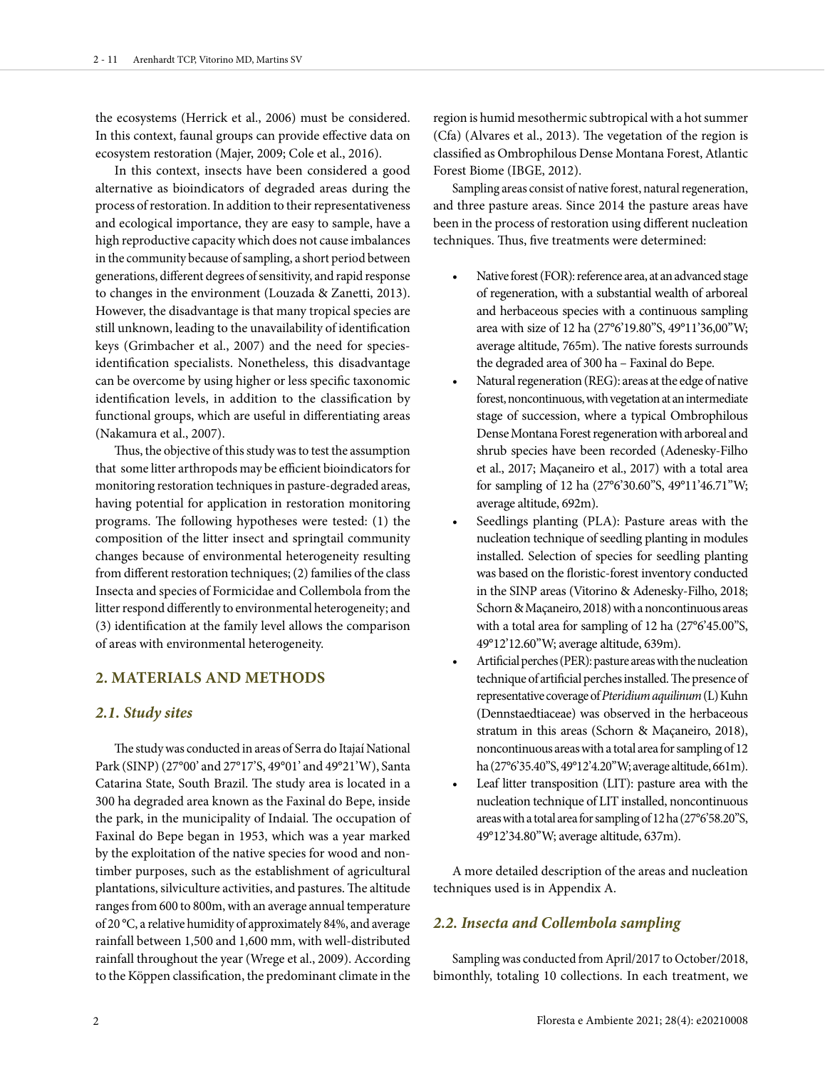the ecosystems (Herrick et al., 2006) must be considered. In this context, faunal groups can provide effective data on ecosystem restoration (Majer, 2009; Cole et al., 2016).

In this context, insects have been considered a good alternative as bioindicators of degraded areas during the process of restoration. In addition to their representativeness and ecological importance, they are easy to sample, have a high reproductive capacity which does not cause imbalances in the community because of sampling, a short period between generations, different degrees of sensitivity, and rapid response to changes in the environment (Louzada & Zanetti, 2013). However, the disadvantage is that many tropical species are still unknown, leading to the unavailability of identification keys (Grimbacher et al., 2007) and the need for species-identification specialists. Nonetheless, this disadvantage can be overcome by using higher or less specific taxonomic identification levels, in addition to the classification by functional groups, which are useful in differentiating areas (Nakamura et al., 2007).

Thus, the objective of this study was to test the assumption that some litter arthropods may be efficient bioindicators for monitoring restoration techniques in pasture-degraded areas, having potential for application in restoration monitoring programs. The following hypotheses were tested: (1) the composition of the litter insect and springtail community changes because of environmental heterogeneity resulting from different restoration techniques; (2) families of the class Insecta and species of Formicidae and Collembola from the litter respond differently to environmental heterogeneity; and (3) identification at the family level allows the comparison of areas with environmental heterogeneity.

## 2. MATERIALS AND METHODS

### *2.1. Study sites*

The study was conducted in areas of Serra do Itajaí National Park (SINP) (27°00' and 27°17'S, 49°01' and 49°21'W), Santa Catarina State, South Brazil. The study area is located in a 300 ha degraded area known as the Faxinal do Bepe, inside the park, in the municipality of Indaial. The occupation of Faxinal do Bepe began in 1953, which was a year marked by the exploitation of the native species for wood and non-timber purposes, such as the establishment of agricultural plantations, silviculture activities, and pastures. The altitude ranges from 600 to 800m, with an average annual temperature of 20 °C, a relative humidity of approximately 84%, and average rainfall between 1,500 and 1,600 mm, with well-distributed rainfall throughout the year (Wrege et al., 2009). According to the Köppen classification, the predominant climate in the region is humid mesothermic subtropical with a hot summer (Cfa) (Alvares et al., 2013). The vegetation of the region is classified as Ombrophilous Dense Montana Forest, Atlantic Forest Biome (IBGE, 2012).

Sampling areas consist of native forest, natural regeneration, and three pasture areas. Since 2014 the pasture areas have been in the process of restoration using different nucleation techniques. Thus, five treatments were determined:

- Native forest (FOR): reference area, at an advanced stage of regeneration, with a substantial wealth of arboreal and herbaceous species with a continuous sampling area with size of 12 ha (27°6'19.80"S, 49°11'36,00"W; average altitude, 765m). The native forests surrounds the degraded area of 300 ha – Faxinal do Bepe.
- Natural regeneration (REG): areas at the edge of native forest, noncontinuous, with vegetation at an intermediate stage of succession, where a typical Ombrophilous Dense Montana Forest regeneration with arboreal and shrub species have been recorded (Adenesky-Filho et al., 2017; Maçaneiro et al., 2017) with a total area for sampling of 12 ha (27°6'30.60"S, 49°11'46.71"W; average altitude, 692m).
- Seedlings planting (PLA): Pasture areas with the nucleation technique of seedling planting in modules installed. Selection of species for seedling planting was based on the floristic-forest inventory conducted in the SINP areas (Vitorino & Adenesky-Filho, 2018; Schorn & Maçaneiro, 2018) with a noncontinuous areas with a total area for sampling of 12 ha (27°6'45.00"S, 49°12'12.60"W; average altitude, 639m).
- Artificial perches (PER): pasture areas with the nucleation technique of artificial perches installed. The presence of representative coverage of *Pteridium aquilinum* (L) Kuhn (Dennstaedtiaceae) was observed in the herbaceous stratum in this areas (Schorn & Maçaneiro, 2018), noncontinuous areas with a total area for sampling of 12 ha (27°6'35.40"S, 49°12'4.20"W; average altitude, 661m).
- Leaf litter transposition (LIT): pasture area with the nucleation technique of LIT installed, noncontinuous areas with a total area for sampling of 12 ha (27°6'58.20"S, 49°12'34.80"W; average altitude, 637m).

A more detailed description of the areas and nucleation techniques used is in Appendix A.

### *2.2. Insecta and Collembola sampling*

Sampling was conducted from April/2017 to October/2018, bimonthly, totaling 10 collections. In each treatment, we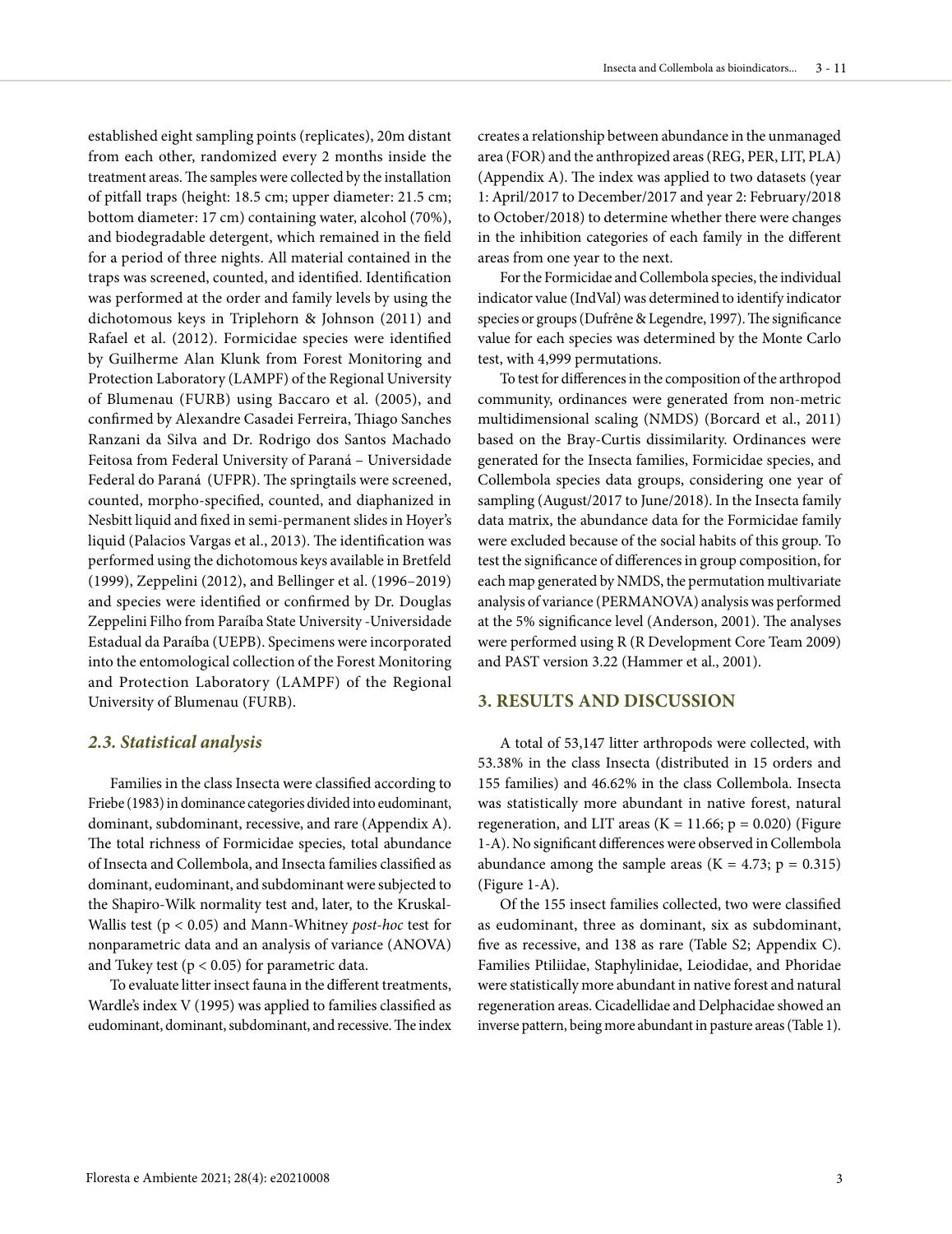established eight sampling points (replicates), 20m distant from each other, randomized every 2 months inside the treatment areas. The samples were collected by the installation of pitfall traps (height: 18.5 cm; upper diameter: 21.5 cm; bottom diameter: 17 cm) containing water, alcohol (70%), and biodegradable detergent, which remained in the field for a period of three nights. All material contained in the traps was screened, counted, and identified. Identification was performed at the order and family levels by using the dichotomous keys in Triplehorn & Johnson (2011) and Rafael et al. (2012). Formicidae species were identified by Guilherme Alan Klunk from Forest Monitoring and Protection Laboratory (LAMPF) of the Regional University of Blumenau (FURB) using Baccaro et al. (2005), and confirmed by Alexandre Casadei Ferreira, Thiago Sanches Ranzani da Silva and Dr. Rodrigo dos Santos Machado Feitosa from Federal University of Paraná – Universidade Federal do Paraná (UFPR). The springtails were screened, counted, morpho-specified, counted, and diaphanized in Nesbitt liquid and fixed in semi-permanent slides in Hoyer's liquid (Palacios Vargas et al., 2013). The identification was performed using the dichotomous keys available in Bretfeld (1999), Zeppelini (2012), and Bellinger et al. (1996–2019) and species were identified or confirmed by Dr. Douglas Zeppelini Filho from Paraíba State University -Universidade Estadual da Paraíba (UEPB). Specimens were incorporated into the entomological collection of the Forest Monitoring and Protection Laboratory (LAMPF) of the Regional University of Blumenau (FURB).

### *2.3. Statistical analysis*

Families in the class Insecta were classified according to Friebe (1983) in dominance categories divided into eudominant, dominant, subdominant, recessive, and rare (Appendix A). The total richness of Formicidae species, total abundance of Insecta and Collembola, and Insecta families classified as dominant, eudominant, and subdominant were subjected to the Shapiro-Wilk normality test and, later, to the Kruskal-Wallis test ($p < 0.05$) and Mann-Whitney *post-hoc* test for nonparametric data and an analysis of variance (ANOVA) and Tukey test ($p < 0.05$) for parametric data.

To evaluate litter insect fauna in the different treatments, Wardle's index V (1995) was applied to families classified as eudominant, dominant, subdominant, and recessive. The index creates a relationship between abundance in the unmanaged area (FOR) and the anthropized areas (REG, PER, LIT, PLA) (Appendix A). The index was applied to two datasets (year 1: April/2017 to December/2017 and year 2: February/2018 to October/2018) to determine whether there were changes in the inhibition categories of each family in the different areas from one year to the next.

For the Formicidae and Collembola species, the individual indicator value (IndVal) was determined to identify indicator species or groups (Dufrêne & Legendre, 1997). The significance value for each species was determined by the Monte Carlo test, with 4,999 permutations.

To test for differences in the composition of the arthropod community, ordinances were generated from non-metric multidimensional scaling (NMDS) (Borcard et al., 2011) based on the Bray-Curtis dissimilarity. Ordinances were generated for the Insecta families, Formicidae species, and Collembola species data groups, considering one year of sampling (August/2017 to June/2018). In the Insecta family data matrix, the abundance data for the Formicidae family were excluded because of the social habits of this group. To test the significance of differences in group composition, for each map generated by NMDS, the permutation multivariate analysis of variance (PERMANOVA) analysis was performed at the 5% significance level (Anderson, 2001). The analyses were performed using R (R Development Core Team 2009) and PAST version 3.22 (Hammer et al., 2001).

## 3. RESULTS AND DISCUSSION

A total of 53,147 litter arthropods were collected, with 53.38% in the class Insecta (distributed in 15 orders and 155 families) and 46.62% in the class Collembola. Insecta was statistically more abundant in native forest, natural regeneration, and LIT areas ($K = 11.66$; $p = 0.020$) (Figure 1-A). No significant differences were observed in Collembola abundance among the sample areas ($K = 4.73$; $p = 0.315$) (Figure 1-A).

Of the 155 insect families collected, two were classified as eudominant, three as dominant, six as subdominant, five as recessive, and 138 as rare (Table S2; Appendix C). Families Ptiliidae, Staphylinidae, Leiodidae, and Phoridae were statistically more abundant in native forest and natural regeneration areas. Cicadellidae and Delphacidae showed an inverse pattern, being more abundant in pasture areas (Table 1).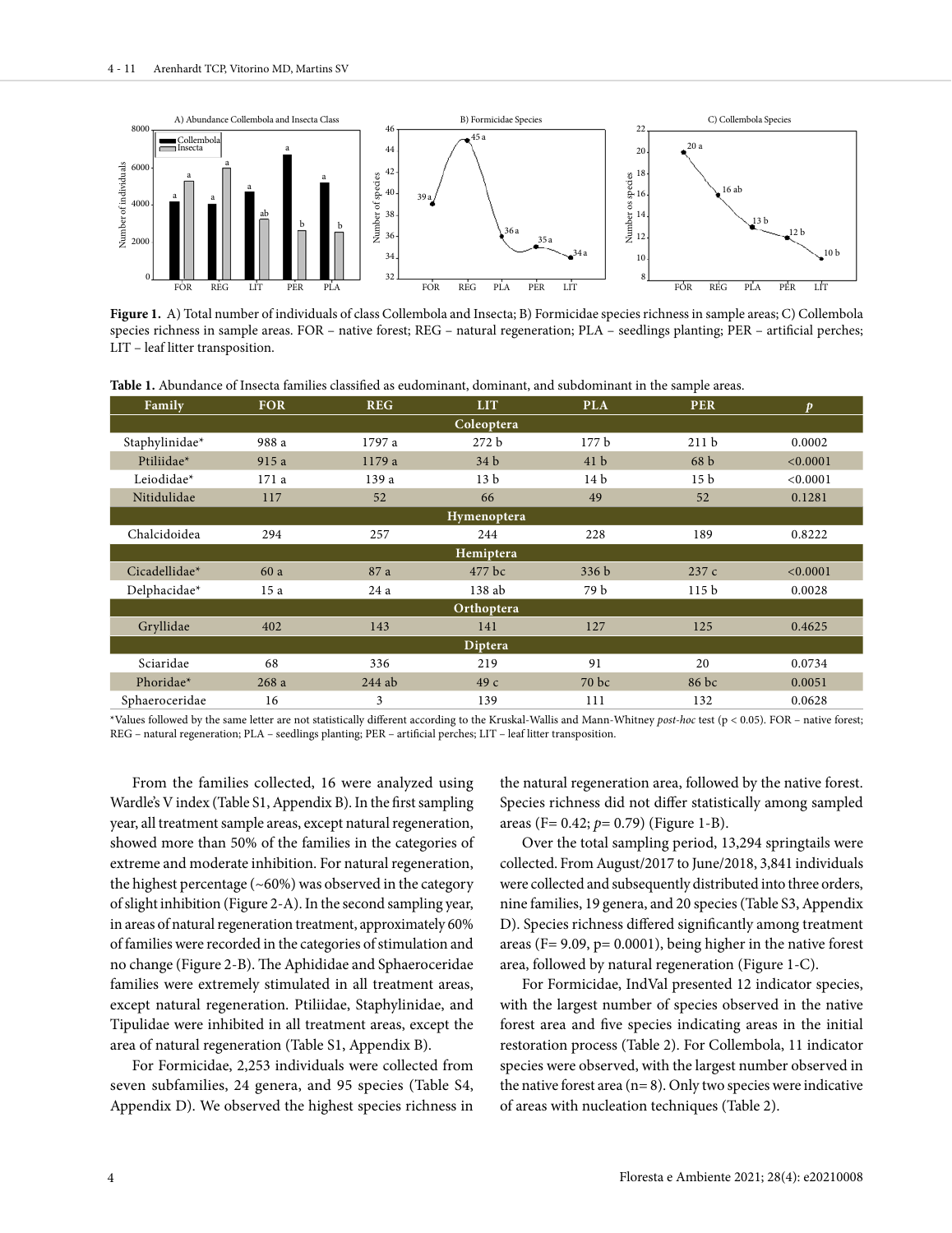Figure 1. A) Total number of individuals of class Collembola and Insecta; B) Formicidae species richness in sample areas; C) Collembola species richness in sample areas. FOR – native forest; REG – natural regeneration; PLA – seedlings planting; PER – artificial perches; LIT – leaf litter transposition.

**Table 1.** Abundance of Insecta families classified as eudominant, dominant, and subdominant in the sample areas.

| Family | FOR | REG | LIT | PLA | PER | *p* |
|---|---|---|---|---|---|---|
| **Coleoptera** | | | | | | |
| Staphylinidae* | 988 a | 1797 a | 272 b | 177 b | 211 b | 0.0002 |
| Ptiliidae* | 915 a | 1179 a | 34 b | 41 b | 68 b | <0.0001 |
| Leiodidae* | 171 a | 139 a | 13 b | 14 b | 15 b | <0.0001 |
| Nitidulidae | 117 | 52 | 66 | 49 | 52 | 0.1281 |
| **Hymenoptera** | | | | | | |
| Chalcidoidea | 294 | 257 | 244 | 228 | 189 | 0.8222 |
| **Hemiptera** | | | | | | |
| Cicadellidae* | 60 a | 87 a | 477 bc | 336 b | 237 c | <0.0001 |
| Delphacidae* | 15 a | 24 a | 138 ab | 79 b | 115 b | 0.0028 |
| **Orthoptera** | | | | | | |
| Gryllidae | 402 | 143 | 141 | 127 | 125 | 0.4625 |
| **Diptera** | | | | | | |
| Sciaridae | 68 | 336 | 219 | 91 | 20 | 0.0734 |
| Phoridae* | 268 a | 244 ab | 49 c | 70 bc | 86 bc | 0.0051 |
| Sphaeroceridae | 16 | 3 | 139 | 111 | 132 | 0.0628 |

*Values followed by the same letter are not statistically different according to the Kruskal-Wallis and Mann-Whitney *post-hoc* test ($p < 0.05$). FOR – native forest; REG – natural regeneration; PLA – seedlings planting; PER – artificial perches; LIT – leaf litter transposition.

From the families collected, 16 were analyzed using Wardle's V index (Table S1, Appendix B). In the first sampling year, all treatment sample areas, except natural regeneration, showed more than 50% of the families in the categories of extreme and moderate inhibition. For natural regeneration, the highest percentage (~60%) was observed in the category of slight inhibition (Figure 2-A). In the second sampling year, in areas of natural regeneration treatment, approximately 60% of families were recorded in the categories of stimulation and no change (Figure 2-B). The Aphididae and Sphaeroceridae families were extremely stimulated in all treatment areas, except natural regeneration. Ptiliidae, Staphylinidae, and Tipulidae were inhibited in all treatment areas, except the area of natural regeneration (Table S1, Appendix B).

For Formicidae, 2,253 individuals were collected from seven subfamilies, 24 genera, and 95 species (Table S4, Appendix D). We observed the highest species richness in the natural regeneration area, followed by the native forest. Species richness did not differ statistically among sampled areas ($F = 0.42$; $p = 0.79$) (Figure 1-B).

Over the total sampling period, 13,294 springtails were collected. From August/2017 to June/2018, 3,841 individuals were collected and subsequently distributed into three orders, nine families, 19 genera, and 20 species (Table S3, Appendix D). Species richness differed significantly among treatment areas ($F = 9.09$, $p = 0.0001$), being higher in the native forest area, followed by natural regeneration (Figure 1-C).

For Formicidae, IndVal presented 12 indicator species, with the largest number of species observed in the native forest area and five species indicating areas in the initial restoration process (Table 2). For Collembola, 11 indicator species were observed, with the largest number observed in the native forest area ($n = 8$). Only two species were indicative of areas with nucleation techniques (Table 2).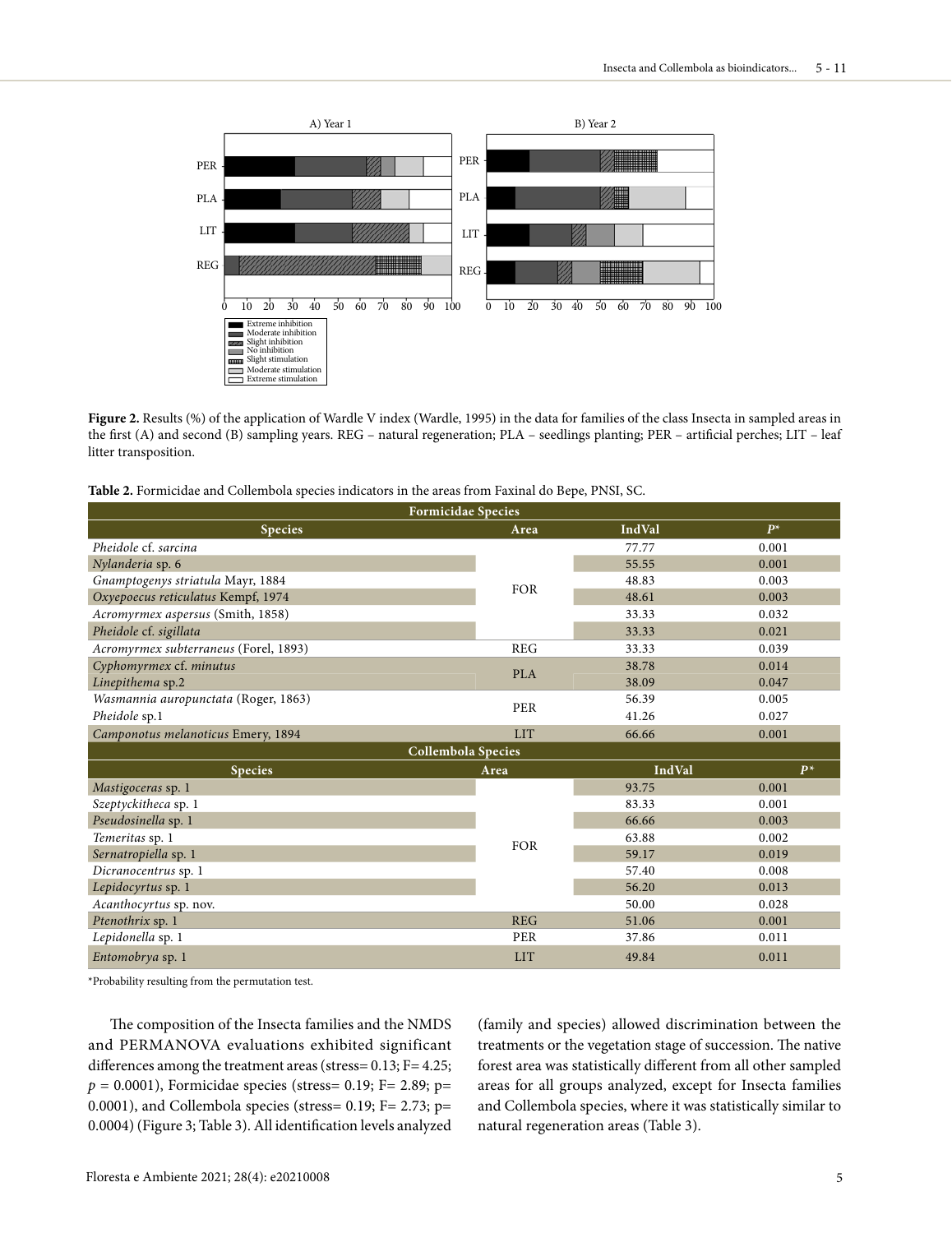**Figure 2.** Results (%) of the application of Wardle V index (Wardle, 1995) in the data for families of the class Insecta in sampled areas in the first (A) and second (B) sampling years. REG – natural regeneration; PLA – seedlings planting; PER – artificial perches; LIT – leaf litter transposition.

**Table 2.** Formicidae and Collembola species indicators in the areas from Faxinal do Bepe, PNSI, SC.

| Formicidae Species | | | |
|---|---|---|---|
| **Species** | **Area** | **IndVal** | ***P**** |
| *Pheidole* cf. *sarcina* | FOR | 77.77 | 0.001 |
| *Nylanderia* sp. 6 | | 55.55 | 0.001 |
| *Gnamptogenys striatula* Mayr, 1884 | | 48.83 | 0.003 |
| *Oxyepoecus reticulatus* Kempf, 1974 | | 48.61 | 0.003 |
| *Acromyrmex aspersus* (Smith, 1858) | | 33.33 | 0.032 |
| *Pheidole* cf. *sigillata* | | 33.33 | 0.021 |
| *Acromyrmex subterraneus* (Forel, 1893) | REG | 33.33 | 0.039 |
| *Cyphomyrmex* cf. *minutus* | PLA | 38.78 | 0.014 |
| *Linepithema* sp.2 | | 38.09 | 0.047 |
| *Wasmannia auropunctata* (Roger, 1863) | PER | 56.39 | 0.005 |
| *Pheidole* sp.1 | | 41.26 | 0.027 |
| *Camponotus melanoticus* Emery, 1894 | LIT | 66.66 | 0.001 |
| **Collembola Species** | | | |
| **Species** | **Area** | **IndVal** | ***P**** |
| *Mastigoceras* sp. 1 | FOR | 93.75 | 0.001 |
| *Szeptyckitheca* sp. 1 | | 83.33 | 0.001 |
| *Pseudosinella* sp. 1 | | 66.66 | 0.003 |
| *Temeritas* sp. 1 | | 63.88 | 0.002 |
| *Sernatropiella* sp. 1 | | 59.17 | 0.019 |
| *Dicranocentrus* sp. 1 | | 57.40 | 0.008 |
| *Lepidocyrtus* sp. 1 | | 56.20 | 0.013 |
| *Acanthocyrtus* sp. nov. | | 50.00 | 0.028 |
| *Ptenothrix* sp. 1 | REG | 51.06 | 0.001 |
| *Lepidonella* sp. 1 | PER | 37.86 | 0.011 |
| *Entomobrya* sp. 1 | LIT | 49.84 | 0.011 |

*Probability resulting from the permutation test.

The composition of the Insecta families and the NMDS and PERMANOVA evaluations exhibited significant differences among the treatment areas (stress= 0.13; F= 4.25; $p$ = 0.0001), Formicidae species (stress= 0.19; F= 2.89; p= 0.0001), and Collembola species (stress= 0.19; F= 2.73; p= 0.0004) (Figure 3; Table 3). All identification levels analyzed (family and species) allowed discrimination between the treatments or the vegetation stage of succession. The native forest area was statistically different from all other sampled areas for all groups analyzed, except for Insecta families and Collembola species, where it was statistically similar to natural regeneration areas (Table 3).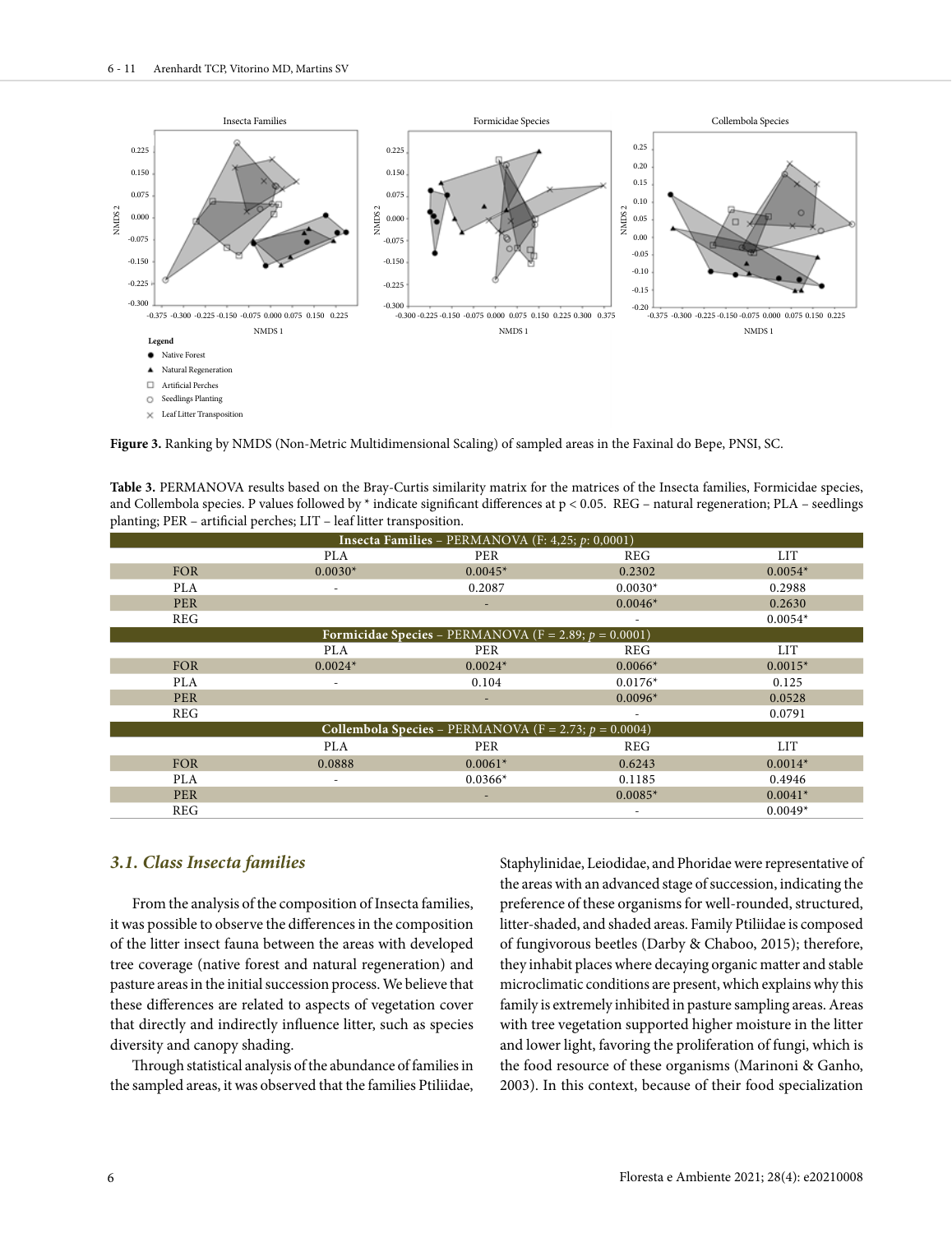Figure 3. Ranking by NMDS (Non-Metric Multidimensional Scaling) of sampled areas in the Faxinal do Bepe, PNSI, SC.

**Table 3.** PERMANOVA results based on the Bray-Curtis similarity matrix for the matrices of the Insecta families, Formicidae species, and Collembola species. P values followed by * indicate significant differences at p < 0.05. REG – natural regeneration; PLA – seedlings planting; PER – artificial perches; LIT – leaf litter transposition.

| **Insecta Families** – PERMANOVA (F: 4,25; *p*: 0,0001) | | | | |
|---|---|---|---|---|
| | PLA | PER | REG | LIT |
| FOR | 0.0030* | 0.0045* | 0.2302 | 0.0054* |
| PLA | - | 0.2087 | 0.0030* | 0.2988 |
| PER | | - | 0.0046* | 0.2630 |
| REG | | | - | 0.0054* |
| **Formicidae Species** – PERMANOVA (F = 2.89; *p* = 0.0001) | | | | |
| | PLA | PER | REG | LIT |
| FOR | 0.0024* | 0.0024* | 0.0066* | 0.0015* |
| PLA | - | 0.104 | 0.0176* | 0.125 |
| PER | | - | 0.0096* | 0.0528 |
| REG | | | - | 0.0791 |
| **Collembola Species** – PERMANOVA (F = 2.73; *p* = 0.0004) | | | | |
| | PLA | PER | REG | LIT |
| FOR | 0.0888 | 0.0061* | 0.6243 | 0.0014* |
| PLA | - | 0.0366* | 0.1185 | 0.4946 |
| PER | | - | 0.0085* | 0.0041* |
| REG | | | - | 0.0049* |

### *3.1. Class Insecta families*

From the analysis of the composition of Insecta families, it was possible to observe the differences in the composition of the litter insect fauna between the areas with developed tree coverage (native forest and natural regeneration) and pasture areas in the initial succession process. We believe that these differences are related to aspects of vegetation cover that directly and indirectly influence litter, such as species diversity and canopy shading.

Through statistical analysis of the abundance of families in the sampled areas, it was observed that the families Ptiliidae, Staphylinidae, Leiodidae, and Phoridae were representative of the areas with an advanced stage of succession, indicating the preference of these organisms for well-rounded, structured, litter-shaded, and shaded areas. Family Ptiliidae is composed of fungivorous beetles (Darby & Chaboo, 2015); therefore, they inhabit places where decaying organic matter and stable microclimatic conditions are present, which explains why this family is extremely inhibited in pasture sampling areas. Areas with tree vegetation supported higher moisture in the litter and lower light, favoring the proliferation of fungi, which is the food resource of these organisms (Marinoni & Ganho, 2003). In this context, because of their food specialization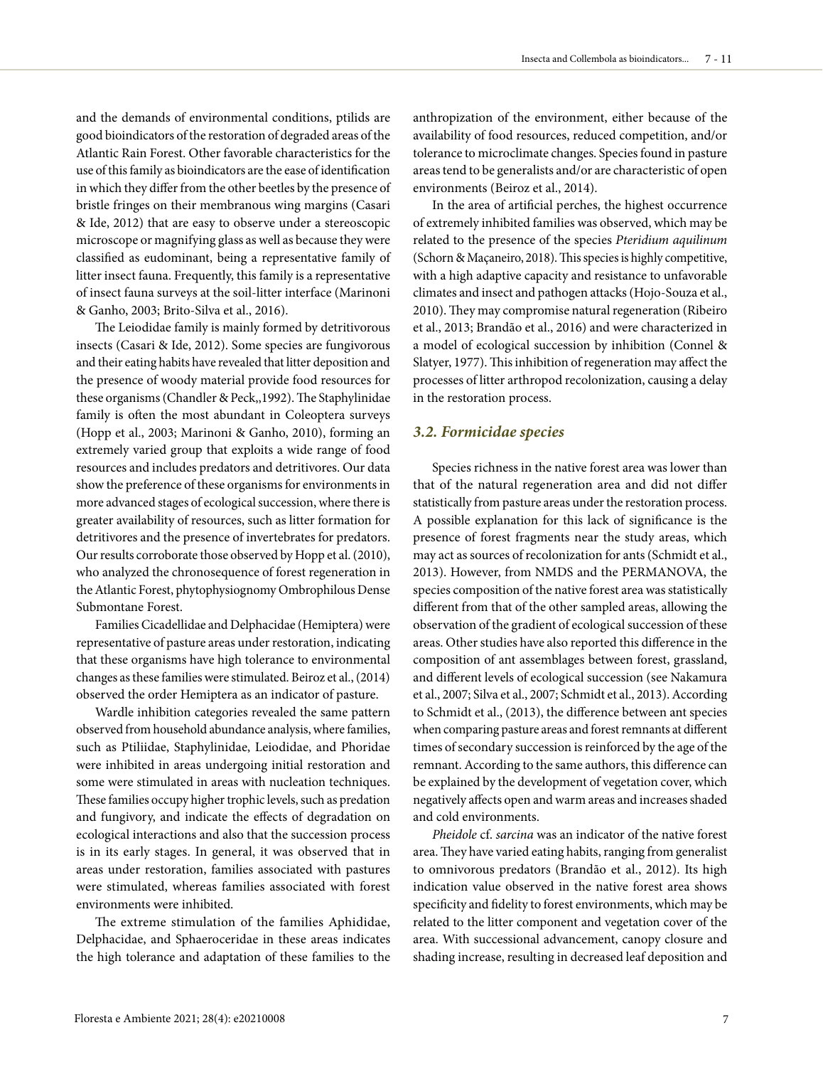and the demands of environmental conditions, ptilids are good bioindicators of the restoration of degraded areas of the Atlantic Rain Forest. Other favorable characteristics for the use of this family as bioindicators are the ease of identification in which they differ from the other beetles by the presence of bristle fringes on their membranous wing margins (Casari & Ide, 2012) that are easy to observe under a stereoscopic microscope or magnifying glass as well as because they were classified as eudominant, being a representative family of litter insect fauna. Frequently, this family is a representative of insect fauna surveys at the soil-litter interface (Marinoni & Ganho, 2003; Brito-Silva et al., 2016).

The Leiodidae family is mainly formed by detritivorous insects (Casari & Ide, 2012). Some species are fungivorous and their eating habits have revealed that litter deposition and the presence of woody material provide food resources for these organisms (Chandler & Peck,,1992). The Staphylinidae family is often the most abundant in Coleoptera surveys (Hopp et al., 2003; Marinoni & Ganho, 2010), forming an extremely varied group that exploits a wide range of food resources and includes predators and detritivores. Our data show the preference of these organisms for environments in more advanced stages of ecological succession, where there is greater availability of resources, such as litter formation for detritivores and the presence of invertebrates for predators. Our results corroborate those observed by Hopp et al. (2010), who analyzed the chronosequence of forest regeneration in the Atlantic Forest, phytophysiognomy Ombrophilous Dense Submontane Forest.

Families Cicadellidae and Delphacidae (Hemiptera) were representative of pasture areas under restoration, indicating that these organisms have high tolerance to environmental changes as these families were stimulated. Beiroz et al., (2014) observed the order Hemiptera as an indicator of pasture.

Wardle inhibition categories revealed the same pattern observed from household abundance analysis, where families, such as Ptiliidae, Staphylinidae, Leiodidae, and Phoridae were inhibited in areas undergoing initial restoration and some were stimulated in areas with nucleation techniques. These families occupy higher trophic levels, such as predation and fungivory, and indicate the effects of degradation on ecological interactions and also that the succession process is in its early stages. In general, it was observed that in areas under restoration, families associated with pastures were stimulated, whereas families associated with forest environments were inhibited.

The extreme stimulation of the families Aphididae, Delphacidae, and Sphaeroceridae in these areas indicates the high tolerance and adaptation of these families to the anthropization of the environment, either because of the availability of food resources, reduced competition, and/or tolerance to microclimate changes. Species found in pasture areas tend to be generalists and/or are characteristic of open environments (Beiroz et al., 2014).

In the area of artificial perches, the highest occurrence of extremely inhibited families was observed, which may be related to the presence of the species *Pteridium aquilinum* (Schorn & Maçaneiro, 2018). This species is highly competitive, with a high adaptive capacity and resistance to unfavorable climates and insect and pathogen attacks (Hojo-Souza et al., 2010). They may compromise natural regeneration (Ribeiro et al., 2013; Brandão et al., 2016) and were characterized in a model of ecological succession by inhibition (Connel & Slatyer, 1977). This inhibition of regeneration may affect the processes of litter arthropod recolonization, causing a delay in the restoration process.

### *3.2. Formicidae species*

Species richness in the native forest area was lower than that of the natural regeneration area and did not differ statistically from pasture areas under the restoration process. A possible explanation for this lack of significance is the presence of forest fragments near the study areas, which may act as sources of recolonization for ants (Schmidt et al., 2013). However, from NMDS and the PERMANOVA, the species composition of the native forest area was statistically different from that of the other sampled areas, allowing the observation of the gradient of ecological succession of these areas. Other studies have also reported this difference in the composition of ant assemblages between forest, grassland, and different levels of ecological succession (see Nakamura et al., 2007; Silva et al., 2007; Schmidt et al., 2013). According to Schmidt et al., (2013), the difference between ant species when comparing pasture areas and forest remnants at different times of secondary succession is reinforced by the age of the remnant. According to the same authors, this difference can be explained by the development of vegetation cover, which negatively affects open and warm areas and increases shaded and cold environments.

*Pheidole* cf. *sarcina* was an indicator of the native forest area. They have varied eating habits, ranging from generalist to omnivorous predators (Brandão et al., 2012). Its high indication value observed in the native forest area shows specificity and fidelity to forest environments, which may be related to the litter component and vegetation cover of the area. With successional advancement, canopy closure and shading increase, resulting in decreased leaf deposition and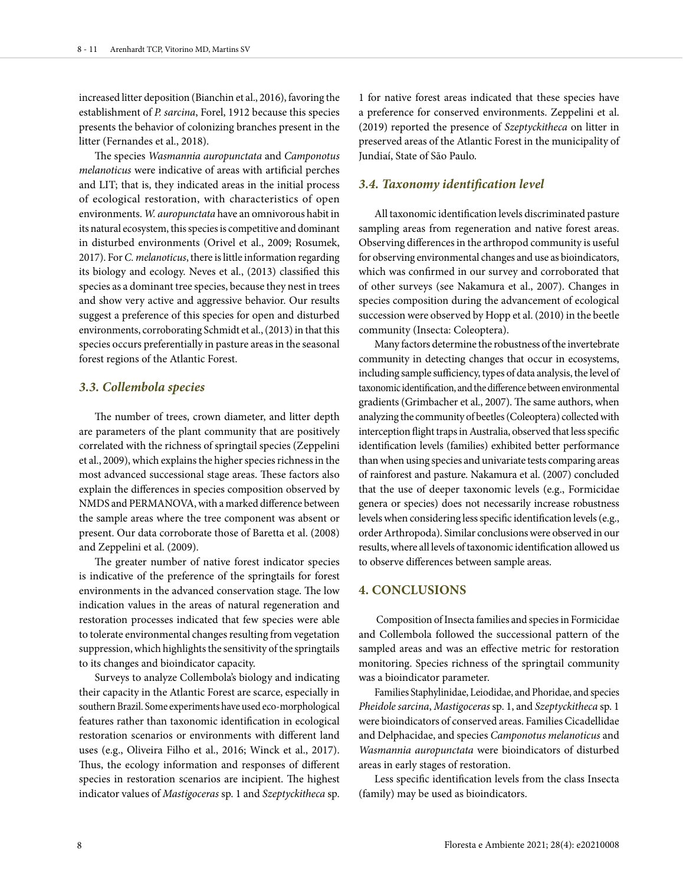increased litter deposition (Bianchin et al., 2016), favoring the establishment of *P. sarcina*, Forel, 1912 because this species presents the behavior of colonizing branches present in the litter (Fernandes et al., 2018).

The species *Wasmannia auropunctata* and *Camponotus melanoticus* were indicative of areas with artificial perches and LIT; that is, they indicated areas in the initial process of ecological restoration, with characteristics of open environments. *W. auropunctata* have an omnivorous habit in its natural ecosystem, this species is competitive and dominant in disturbed environments (Orivel et al., 2009; Rosumek, 2017). For *C. melanoticus*, there is little information regarding its biology and ecology. Neves et al., (2013) classified this species as a dominant tree species, because they nest in trees and show very active and aggressive behavior. Our results suggest a preference of this species for open and disturbed environments, corroborating Schmidt et al., (2013) in that this species occurs preferentially in pasture areas in the seasonal forest regions of the Atlantic Forest.

### *3.3. Collembola species*

The number of trees, crown diameter, and litter depth are parameters of the plant community that are positively correlated with the richness of springtail species (Zeppelini et al., 2009), which explains the higher species richness in the most advanced successional stage areas. These factors also explain the differences in species composition observed by NMDS and PERMANOVA, with a marked difference between the sample areas where the tree component was absent or present. Our data corroborate those of Baretta et al. (2008) and Zeppelini et al. (2009).

The greater number of native forest indicator species is indicative of the preference of the springtails for forest environments in the advanced conservation stage. The low indication values in the areas of natural regeneration and restoration processes indicated that few species were able to tolerate environmental changes resulting from vegetation suppression, which highlights the sensitivity of the springtails to its changes and bioindicator capacity.

Surveys to analyze Collembola's biology and indicating their capacity in the Atlantic Forest are scarce, especially in southern Brazil. Some experiments have used eco-morphological features rather than taxonomic identification in ecological restoration scenarios or environments with different land uses (e.g., Oliveira Filho et al., 2016; Winck et al., 2017). Thus, the ecology information and responses of different species in restoration scenarios are incipient. The highest indicator values of *Mastigoceras* sp. 1 and *Szeptyckitheca* sp. 1 for native forest areas indicated that these species have a preference for conserved environments. Zeppelini et al. (2019) reported the presence of *Szeptyckitheca* on litter in preserved areas of the Atlantic Forest in the municipality of Jundiaí, State of São Paulo.

### *3.4. Taxonomy identification level*

All taxonomic identification levels discriminated pasture sampling areas from regeneration and native forest areas. Observing differences in the arthropod community is useful for observing environmental changes and use as bioindicators, which was confirmed in our survey and corroborated that of other surveys (see Nakamura et al., 2007). Changes in species composition during the advancement of ecological succession were observed by Hopp et al. (2010) in the beetle community (Insecta: Coleoptera).

Many factors determine the robustness of the invertebrate community in detecting changes that occur in ecosystems, including sample sufficiency, types of data analysis, the level of taxonomic identification, and the difference between environmental gradients (Grimbacher et al., 2007). The same authors, when analyzing the community of beetles (Coleoptera) collected with interception flight traps in Australia, observed that less specific identification levels (families) exhibited better performance than when using species and univariate tests comparing areas of rainforest and pasture. Nakamura et al. (2007) concluded that the use of deeper taxonomic levels (e.g., Formicidae genera or species) does not necessarily increase robustness levels when considering less specific identification levels (e.g., order Arthropoda). Similar conclusions were observed in our results, where all levels of taxonomic identification allowed us to observe differences between sample areas.

## 4. CONCLUSIONS

Composition of Insecta families and species in Formicidae and Collembola followed the successional pattern of the sampled areas and was an effective metric for restoration monitoring. Species richness of the springtail community was a bioindicator parameter.

Families Staphylinidae, Leiodidae, and Phoridae, and species *Pheidole sarcina*, *Mastigoceras* sp. 1, and *Szeptyckitheca* sp. 1 were bioindicators of conserved areas. Families Cicadellidae and Delphacidae, and species *Camponotus melanoticus* and *Wasmannia auropunctata* were bioindicators of disturbed areas in early stages of restoration.

Less specific identification levels from the class Insecta (family) may be used as bioindicators.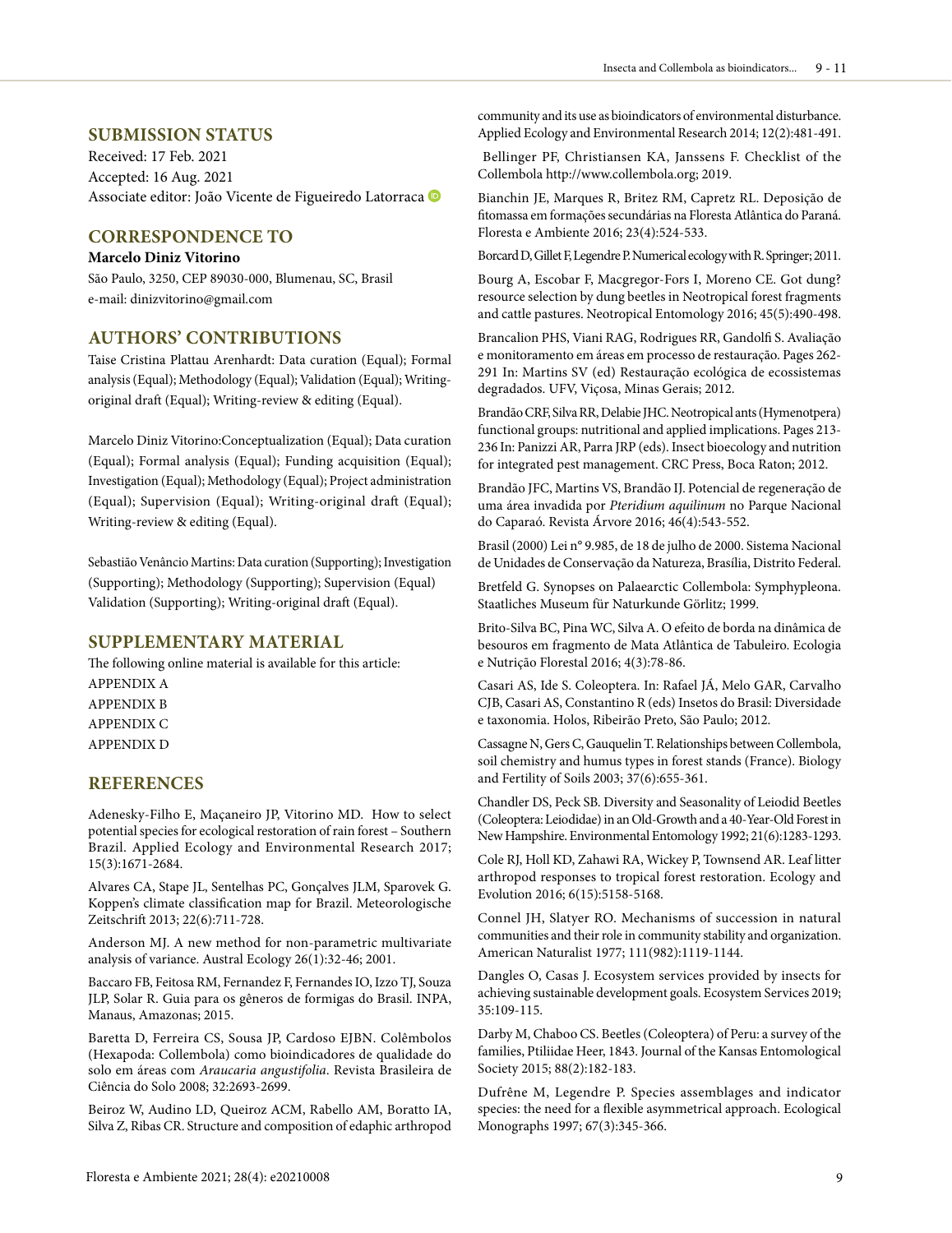## SUBMISSION STATUS

Received: 17 Feb. 2021
Accepted: 16 Aug. 2021
Associate editor: João Vicente de Figueiredo Latorraca

## CORRESPONDENCE TO

**Marcelo Diniz Vitorino**

São Paulo, 3250, CEP 89030-000, Blumenau, SC, Brasil
e-mail: dinizvitorino@gmail.com

## AUTHORS' CONTRIBUTIONS

Taise Cristina Plattau Arenhardt: Data curation (Equal); Formal analysis (Equal); Methodology (Equal); Validation (Equal); Writing-original draft (Equal); Writing-review & editing (Equal).

Marcelo Diniz Vitorino:Conceptualization (Equal); Data curation (Equal); Formal analysis (Equal); Funding acquisition (Equal); Investigation (Equal); Methodology (Equal); Project administration (Equal); Supervision (Equal); Writing-original draft (Equal); Writing-review & editing (Equal).

Sebastião Venâncio Martins: Data curation (Supporting); Investigation (Supporting); Methodology (Supporting); Supervision (Equal) Validation (Supporting); Writing-original draft (Equal).

## SUPPLEMENTARY MATERIAL

The following online material is available for this article:
APPENDIX A
APPENDIX B
APPENDIX C
APPENDIX D

## REFERENCES

Adenesky-Filho E, Maçaneiro JP, Vitorino MD. How to select potential species for ecological restoration of rain forest – Southern Brazil. Applied Ecology and Environmental Research 2017; 15(3):1671-2684.

Alvares CA, Stape JL, Sentelhas PC, Gonçalves JLM, Sparovek G. Koppen's climate classification map for Brazil. Meteorologische Zeitschrift 2013; 22(6):711-728.

Anderson MJ. A new method for non-parametric multivariate analysis of variance. Austral Ecology 26(1):32-46; 2001.

Baccaro FB, Feitosa RM, Fernandez F, Fernandes IO, Izzo TJ, Souza JLP, Solar R. Guia para os gêneros de formigas do Brasil. INPA, Manaus, Amazonas; 2015.

Baretta D, Ferreira CS, Sousa JP, Cardoso EJBN. Colêmbolos (Hexapoda: Collembola) como bioindicadores de qualidade do solo em áreas com *Araucaria angustifolia*. Revista Brasileira de Ciência do Solo 2008; 32:2693-2699.

Beiroz W, Audino LD, Queiroz ACM, Rabello AM, Boratto IA, Silva Z, Ribas CR. Structure and composition of edaphic arthropod community and its use as bioindicators of environmental disturbance. Applied Ecology and Environmental Research 2014; 12(2):481-491.

Bellinger PF, Christiansen KA, Janssens F. Checklist of the Collembola http://www.collembola.org; 2019.

Bianchin JE, Marques R, Britez RM, Capretz RL. Deposição de fitomassa em formações secundárias na Floresta Atlântica do Paraná. Floresta e Ambiente 2016; 23(4):524-533.

Borcard D, Gillet F, Legendre P. Numerical ecology with R. Springer; 2011.

Bourg A, Escobar F, Macgregor-Fors I, Moreno CE. Got dung? resource selection by dung beetles in Neotropical forest fragments and cattle pastures. Neotropical Entomology 2016; 45(5):490-498.

Brancalion PHS, Viani RAG, Rodrigues RR, Gandolfi S. Avaliação e monitoramento em áreas em processo de restauração. Pages 262-291 In: Martins SV (ed) Restauração ecológica de ecossistemas degradados. UFV, Viçosa, Minas Gerais; 2012.

Brandão CRF, Silva RR, Delabie JHC. Neotropical ants (Hymenotpera) functional groups: nutritional and applied implications. Pages 213-236 In: Panizzi AR, Parra JRP (eds). Insect bioecology and nutrition for integrated pest management. CRC Press, Boca Raton; 2012.

Brandão JFC, Martins VS, Brandão IJ. Potencial de regeneração de uma área invadida por *Pteridium aquilinum* no Parque Nacional do Caparaó. Revista Árvore 2016; 46(4):543-552.

Brasil (2000) Lei n° 9.985, de 18 de julho de 2000. Sistema Nacional de Unidades de Conservação da Natureza, Brasília, Distrito Federal.

Bretfeld G. Synopses on Palaearctic Collembola: Symphypleona. Staatliches Museum für Naturkunde Görlitz; 1999.

Brito-Silva BC, Pina WC, Silva A. O efeito de borda na dinâmica de besouros em fragmento de Mata Atlântica de Tabuleiro. Ecologia e Nutrição Florestal 2016; 4(3):78-86.

Casari AS, Ide S. Coleoptera. In: Rafael JÁ, Melo GAR, Carvalho CJB, Casari AS, Constantino R (eds) Insetos do Brasil: Diversidade e taxonomia. Holos, Ribeirão Preto, São Paulo; 2012.

Cassagne N, Gers C, Gauquelin T. Relationships between Collembola, soil chemistry and humus types in forest stands (France). Biology and Fertility of Soils 2003; 37(6):655-361.

Chandler DS, Peck SB. Diversity and Seasonality of Leiodid Beetles (Coleoptera: Leiodidae) in an Old-Growth and a 40-Year-Old Forest in New Hampshire. Environmental Entomology 1992; 21(6):1283-1293.

Cole RJ, Holl KD, Zahawi RA, Wickey P, Townsend AR. Leaf litter arthropod responses to tropical forest restoration. Ecology and Evolution 2016; 6(15):5158-5168.

Connel JH, Slatyer RO. Mechanisms of succession in natural communities and their role in community stability and organization. American Naturalist 1977; 111(982):1119-1144.

Dangles O, Casas J. Ecosystem services provided by insects for achieving sustainable development goals. Ecosystem Services 2019; 35:109-115.

Darby M, Chaboo CS. Beetles (Coleoptera) of Peru: a survey of the families, Ptiliidae Heer, 1843. Journal of the Kansas Entomological Society 2015; 88(2):182-183.

Dufrêne M, Legendre P. Species assemblages and indicator species: the need for a flexible asymmetrical approach. Ecological Monographs 1997; 67(3):345-366.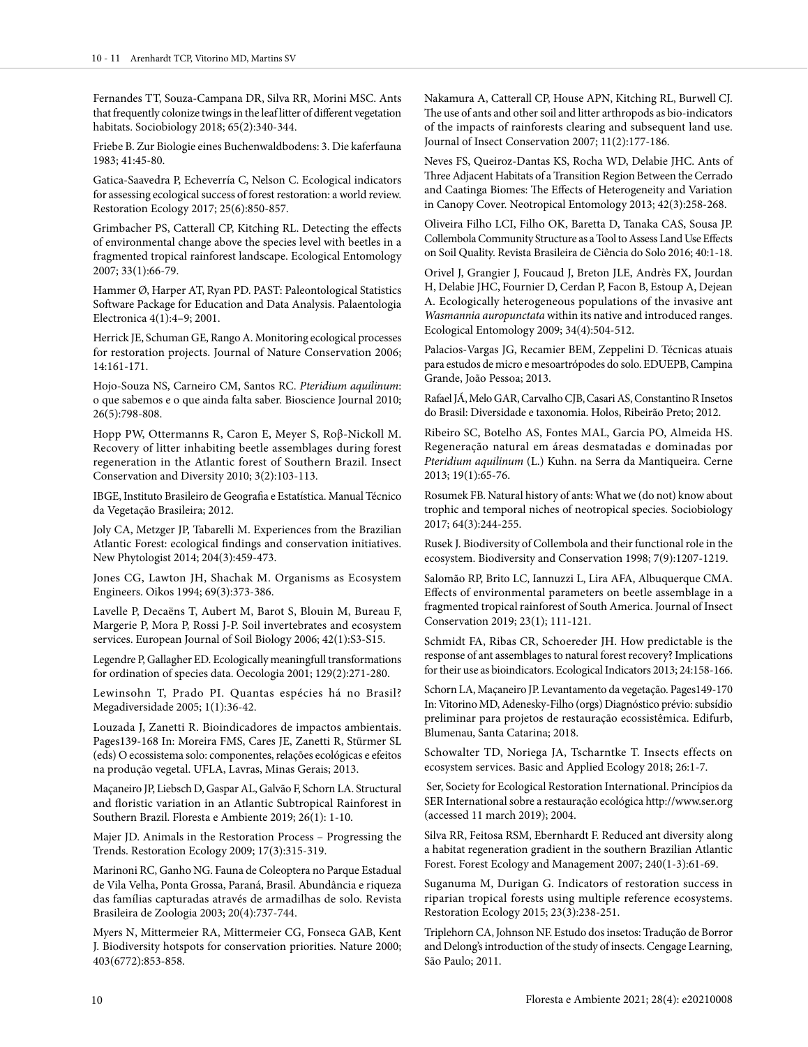Fernandes TT, Souza-Campana DR, Silva RR, Morini MSC. Ants that frequently colonize twings in the leaf litter of different vegetation habitats. Sociobiology 2018; 65(2):340-344.

Friebe B. Zur Biologie eines Buchenwaldbodens: 3. Die kaferfauna 1983; 41:45-80.

Gatica-Saavedra P, Echeverría C, Nelson C. Ecological indicators for assessing ecological success of forest restoration: a world review. Restoration Ecology 2017; 25(6):850-857.

Grimbacher PS, Catterall CP, Kitching RL. Detecting the effects of environmental change above the species level with beetles in a fragmented tropical rainforest landscape. Ecological Entomology 2007; 33(1):66-79.

Hammer Ø, Harper AT, Ryan PD. PAST: Paleontological Statistics Software Package for Education and Data Analysis. Palaentologia Electronica 4(1):4–9; 2001.

Herrick JE, Schuman GE, Rango A. Monitoring ecological processes for restoration projects. Journal of Nature Conservation 2006; 14:161-171.

Hojo-Souza NS, Carneiro CM, Santos RC. *Pteridium aquilinum*: o que sabemos e o que ainda falta saber. Bioscience Journal 2010; 26(5):798-808.

Hopp PW, Ottermanns R, Caron E, Meyer S, Roβ-Nickoll M. Recovery of litter inhabiting beetle assemblages during forest regeneration in the Atlantic forest of Southern Brazil. Insect Conservation and Diversity 2010; 3(2):103-113.

IBGE, Instituto Brasileiro de Geografia e Estatística. Manual Técnico da Vegetação Brasileiro; 2012.

Joly CA, Metzger JP, Tabarelli M. Experiences from the Brazilian Atlantic Forest: ecological findings and conservation initiatives. New Phytologist 2014; 204(3):459-473.

Jones CG, Lawton JH, Shachak M. Organisms as Ecosystem Engineers. Oikos 1994; 69(3):373-386.

Lavelle P, Decaëns T, Aubert M, Barot S, Blouin M, Bureau F, Margerie P, Mora P, Rossi J-P. Soil invertebrates and ecosystem services. European Journal of Soil Biology 2006; 42(1):S3-S15.

Legendre P, Gallagher ED. Ecologically meaningfull transformations for ordination of species data. Oecologia 2001; 129(2):271-280.

Lewinsohn T, Prado PI. Quantas espécies há no Brasil? Megadiversidade 2005; 1(1):36-42.

Louzada J, Zanetti R. Bioindicadores de impactos ambientais. Pages139-168 In: Moreira FMS, Cares JE, Zanetti R, Stürmer SL (eds) O ecossistema solo: componentes, relações ecológicas e efeitos na produção vegetal. UFLA, Lavras, Minas Gerais; 2013.

Maçaneiro JP, Liebsch D, Gaspar AL, Galvão F, Schorn LA. Structural and floristic variation in an Atlantic Subtropical Rainforest in Southern Brazil. Floresta e Ambiente 2019; 26(1): 1-10.

Majer JD. Animals in the Restoration Process – Progressing the Trends. Restoration Ecology 2009; 17(3):315-319.

Marinoni RC, Ganho NG. Fauna de Coleoptera no Parque Estadual de Vila Velha, Ponta Grossa, Paraná, Brasil. Abundância e riqueza das famílias capturadas através de armadilhas de solo. Revista Brasileira de Zoologia 2003; 20(4):737-744.

Myers N, Mittermeier RA, Mittermeier CG, Fonseca GAB, Kent J. Biodiversity hotspots for conservation priorities. Nature 2000; 403(6772):853-858.

Nakamura A, Catterall CP, House APN, Kitching RL, Burwell CJ. The use of ants and other soil and litter arthropods as bio-indicators of the impacts of rainforests clearing and subsequent land use. Journal of Insect Conservation 2007; 11(2):177-186.

Neves FS, Queiroz-Dantas KS, Rocha WD, Delabie JHC. Ants of Three Adjacent Habitats of a Transition Region Between the Cerrado and Caatinga Biomes: The Effects of Heterogeneity and Variation in Canopy Cover. Neotropical Entomology 2013; 42(3):258-268.

Oliveira Filho LCI, Filho OK, Baretta D, Tanaka CAS, Sousa JP. Collembola Community Structure as a Tool to Assess Land Use Effects on Soil Quality. Revista Brasileira de Ciência do Solo 2016; 40:1-18.

Orivel J, Grangier J, Foucaud J, Breton JLE, Andrès FX, Jourdan H, Delabie JHC, Fournier D, Cerdan P, Facon B, Estoup A, Dejean A. Ecologically heterogeneous populations of the invasive ant *Wasmannia auropunctata* within its native and introduced ranges. Ecological Entomology 2009; 34(4):504-512.

Palacios-Vargas JG, Recamier BEM, Zeppelini D. Técnicas atuais para estudos de micro e mesoartrópodes do solo. EDUEPB, Campina Grande, João Pessoa; 2013.

Rafael JÁ, Melo GAR, Carvalho CJB, Casari AS, Constantino R Insetos do Brasil: Diversidade e taxonomia. Holos, Ribeirão Preto; 2012.

Ribeiro SC, Botelho AS, Fontes MAL, Garcia PO, Almeida HS. Regeneração natural em áreas desmatadas e dominadas por *Pteridium aquilinum* (L.) Kuhn. na Serra da Mantiqueira. Cerne 2013; 19(1):65-76.

Rosumek FB. Natural history of ants: What we (do not) know about trophic and temporal niches of neotropical species. Sociobiology 2017; 64(3):244-255.

Rusek J. Biodiversity of Collembola and their functional role in the ecosystem. Biodiversity and Conservation 1998; 7(9):1207-1219.

Salomão RP, Brito LC, Iannuzzi L, Lira AFA, Albuquerque CMA. Effects of environmental parameters on beetle assemblage in a fragmented tropical rainforest of South America. Journal of Insect Conservation 2019; 23(1); 111-121.

Schmidt FA, Ribas CR, Schoereder JH. How predictable is the response of ant assemblages to natural forest recovery? Implications for their use as bioindicators. Ecological Indicators 2013; 24:158-166.

Schorn LA, Maçaneiro JP. Levantamento da vegetação. Pages149-170 In: Vitorino MD, Adenesky-Filho (orgs) Diagnóstico prévio: subsídio preliminar para projetos de restauração ecossistêmica. Edifurb, Blumenau, Santa Catarina; 2018.

Schowalter TD, Noriega JA, Tscharntke T. Insects effects on ecosystem services. Basic and Applied Ecology 2018; 26:1-7.

Ser, Society for Ecological Restoration International. Princípios da SER International sobre a restauração ecológica http://www.ser.org (accessed 11 march 2019); 2004.

Silva RR, Feitosa RSM, Ebernhardt F. Reduced ant diversity along a habitat regeneration gradient in the southern Brazilian Atlantic Forest. Forest Ecology and Management 2007; 240(1-3):61-69.

Suganuma M, Durigan G. Indicators of restoration success in riparian tropical forests using multiple reference ecosystems. Restoration Ecology 2015; 23(3):238-251.

Triplehorn CA, Johnson NF. Estudo dos insetos: Tradução de Borror and Delong's introduction of the study of insects. Cengage Learning, São Paulo; 2011.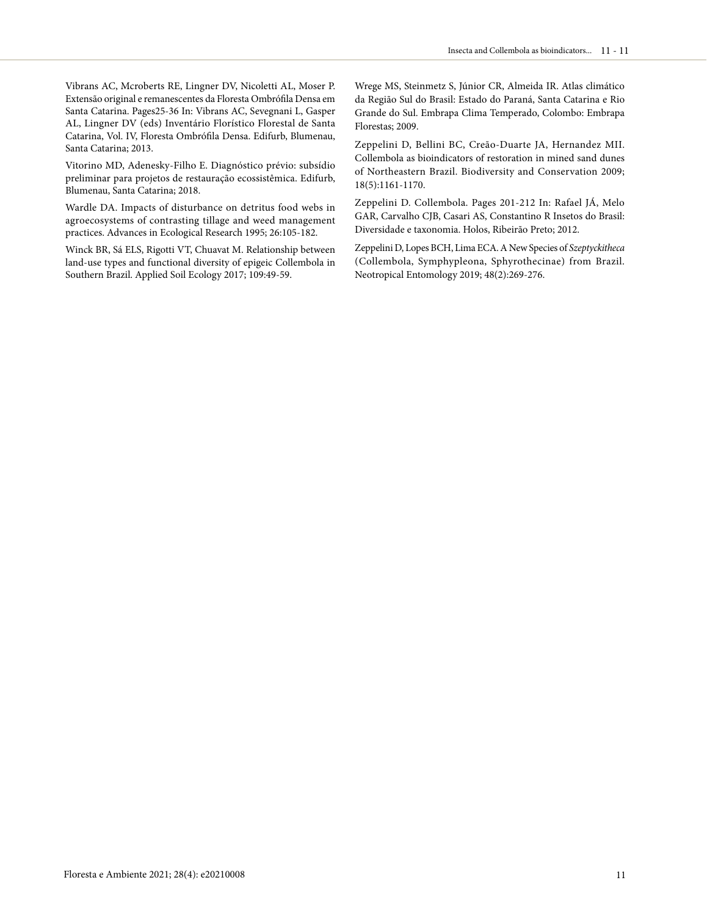Vibrans AC, Mcroberts RE, Lingner DV, Nicoletti AL, Moser P. Extensão original e remanescentes da Floresta Ombrófila Densa em Santa Catarina. Pages25-36 In: Vibrans AC, Sevegnani L, Gasper AL, Lingner DV (eds) Inventário Florístico Florestal de Santa Catarina, Vol. IV, Floresta Ombrófila Densa. Edifurb, Blumenau, Santa Catarina; 2013.

Vitorino MD, Adenesky-Filho E. Diagnóstico prévio: subsídio preliminar para projetos de restauração ecossistêmica. Edifurb, Blumenau, Santa Catarina; 2018.

Wardle DA. Impacts of disturbance on detritus food webs in agroecosystems of contrasting tillage and weed management practices. Advances in Ecological Research 1995; 26:105-182.

Winck BR, Sá ELS, Rigotti VT, Chuavat M. Relationship between land-use types and functional diversity of epigeic Collembola in Southern Brazil. Applied Soil Ecology 2017; 109:49-59.

Wrege MS, Steinmetz S, Júnior CR, Almeida IR. Atlas climático da Região Sul do Brasil: Estado do Paraná, Santa Catarina e Rio Grande do Sul. Embrapa Clima Temperado, Colombo: Embrapa Florestas; 2009.

Zeppelini D, Bellini BC, Creão-Duarte JA, Hernandez MII. Collembola as bioindicators of restoration in mined sand dunes of Northeastern Brazil. Biodiversity and Conservation 2009; 18(5):1161-1170.

Zeppelini D. Collembola. Pages 201-212 In: Rafael JÁ, Melo GAR, Carvalho CJB, Casari AS, Constantino R Insetos do Brasil: Diversidade e taxonomia. Holos, Ribeirão Preto; 2012.

Zeppelini D, Lopes BCH, Lima ECA. A New Species of *Szeptyckitheca* (Collembola, Symphypleona, Sphyrothecinae) from Brazil. Neotropical Entomology 2019; 48(2):269-276.